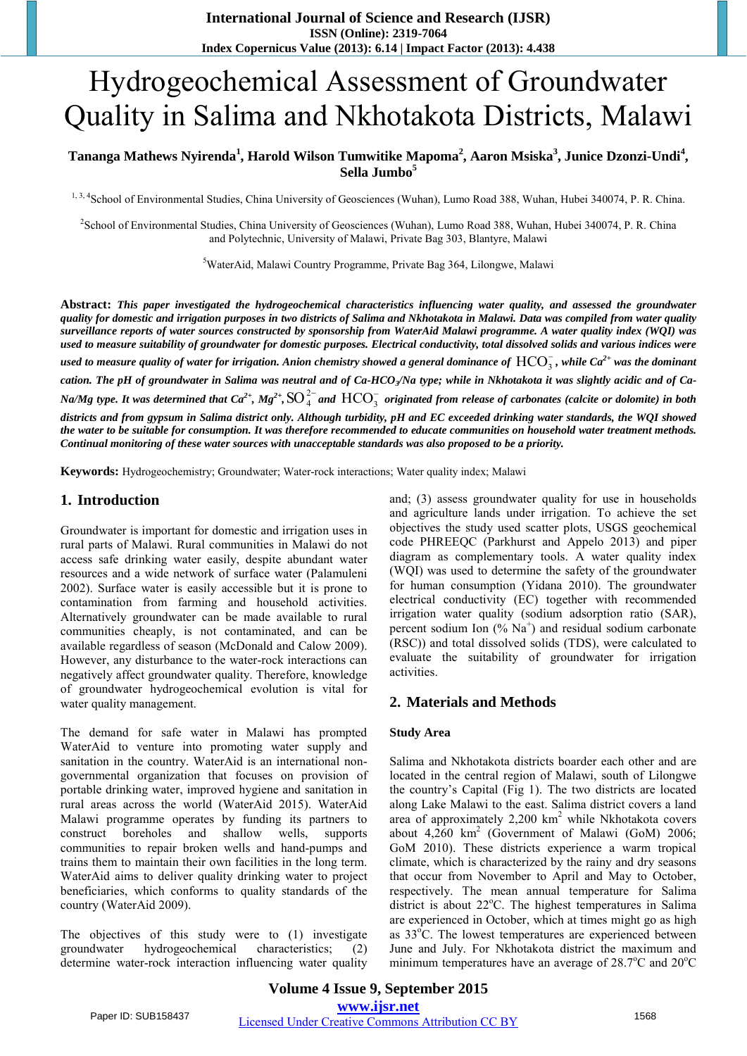# Hydrogeochemical Assessment of Groundwater Quality in Salima and Nkhotakota Districts, Malawi

**Tananga Mathews Nyirenda[1], Harold Wilson Tumwitike Mapoma[2], Aaron Msiska[3], Junice Dzonzi-Undi[4], Sella Jumbo[5]**

[1, 3, 4]School of Environmental Studies, China University of Geosciences (Wuhan), Lumo Road 388, Wuhan, Hubei 340074, P. R. China.

[2]School of Environmental Studies, China University of Geosciences (Wuhan), Lumo Road 388, Wuhan, Hubei 340074, P. R. China and Polytechnic, University of Malawi, Private Bag 303, Blantyre, Malawi

[5]WaterAid, Malawi Country Programme, Private Bag 364, Lilongwe, Malawi

**Abstract:** ***This paper investigated the hydrogeochemical characteristics influencing water quality, and assessed the groundwater quality for domestic and irrigation purposes in two districts of Salima and Nkhotakota in Malawi. Data was compiled from water quality surveillance reports of water sources constructed by sponsorship from WaterAid Malawi programme. A water quality index (WQI) was used to measure suitability of groundwater for domestic purposes. Electrical conductivity, total dissolved solids and various indices were used to measure quality of water for irrigation. Anion chemistry showed a general dominance of $HCO_3^-$, while $Ca^{2+}$ was the dominant cation. The pH of groundwater in Salima was neutral and of Ca-$HCO_3$/Na type; while in Nkhotakota it was slightly acidic and of Ca-Na/Mg type. It was determined that $Ca^{2+}$, $Mg^{2+}$, $SO_4^{2-}$ and $HCO_3^-$ originated from release of carbonates (calcite or dolomite) in both districts and from gypsum in Salima district only. Although turbidity, pH and EC exceeded drinking water standards, the WQI showed the water to be suitable for consumption. It was therefore recommended to educate communities on household water treatment methods. Continual monitoring of these water sources with unacceptable standards was also proposed to be a priority.***

**Keywords:** Hydrogeochemistry; Groundwater; Water-rock interactions; Water quality index; Malawi

## 1. Introduction

Groundwater is important for domestic and irrigation uses in rural parts of Malawi. Rural communities in Malawi do not access safe drinking water easily, despite abundant water resources and a wide network of surface water (Palamuleni 2002). Surface water is easily accessible but it is prone to contamination from farming and household activities. Alternatively groundwater can be made available to rural communities cheaply, is not contaminated, and can be available regardless of season (McDonald and Calow 2009). However, any disturbance to the water-rock interactions can negatively affect groundwater quality. Therefore, knowledge of groundwater hydrogeochemical evolution is vital for water quality management.

The demand for safe water in Malawi has prompted WaterAid to venture into promoting water supply and sanitation in the country. WaterAid is an international non-governmental organization that focuses on provision of portable drinking water, improved hygiene and sanitation in rural areas across the world (WaterAid 2015). WaterAid Malawi programme operates by funding its partners to construct boreholes and shallow wells, supports communities to repair broken wells and hand-pumps and trains them to maintain their own facilities in the long term. WaterAid aims to deliver quality drinking water to project beneficiaries, which conforms to quality standards of the country (WaterAid 2009).

The objectives of this study were to (1) investigate groundwater hydrogeochemical characteristics; (2) determine water-rock interaction influencing water quality and; (3) assess groundwater quality for use in households and agriculture lands under irrigation. To achieve the set objectives the study used scatter plots, USGS geochemical code PHREEQC (Parkhurst and Appelo 2013) and piper diagram as complementary tools. A water quality index (WQI) was used to determine the safety of the groundwater for human consumption (Yidana 2010). The groundwater electrical conductivity (EC) together with recommended irrigation water quality (sodium adsorption ratio (SAR), percent sodium Ion (% $Na^+$) and residual sodium carbonate (RSC)) and total dissolved solids (TDS), were calculated to evaluate the suitability of groundwater for irrigation activities.

## 2. Materials and Methods

### Study Area

Salima and Nkhotakota districts boarder each other and are located in the central region of Malawi, south of Lilongwe the country's Capital (Fig 1). The two districts are located along Lake Malawi to the east. Salima district covers a land area of approximately 2,200 $km^2$ while Nkhotakota covers about 4,260 $km^2$ (Government of Malawi (GoM) 2006; GoM 2010). These districts experience a warm tropical climate, which is characterized by the rainy and dry seasons that occur from November to April and May to October, respectively. The mean annual temperature for Salima district is about 22°C. The highest temperatures in Salima are experienced in October, which at times might go as high as 33°C. The lowest temperatures are experienced between June and July. For Nkhotakota district the maximum and minimum temperatures have an average of 28.7°C and 20°C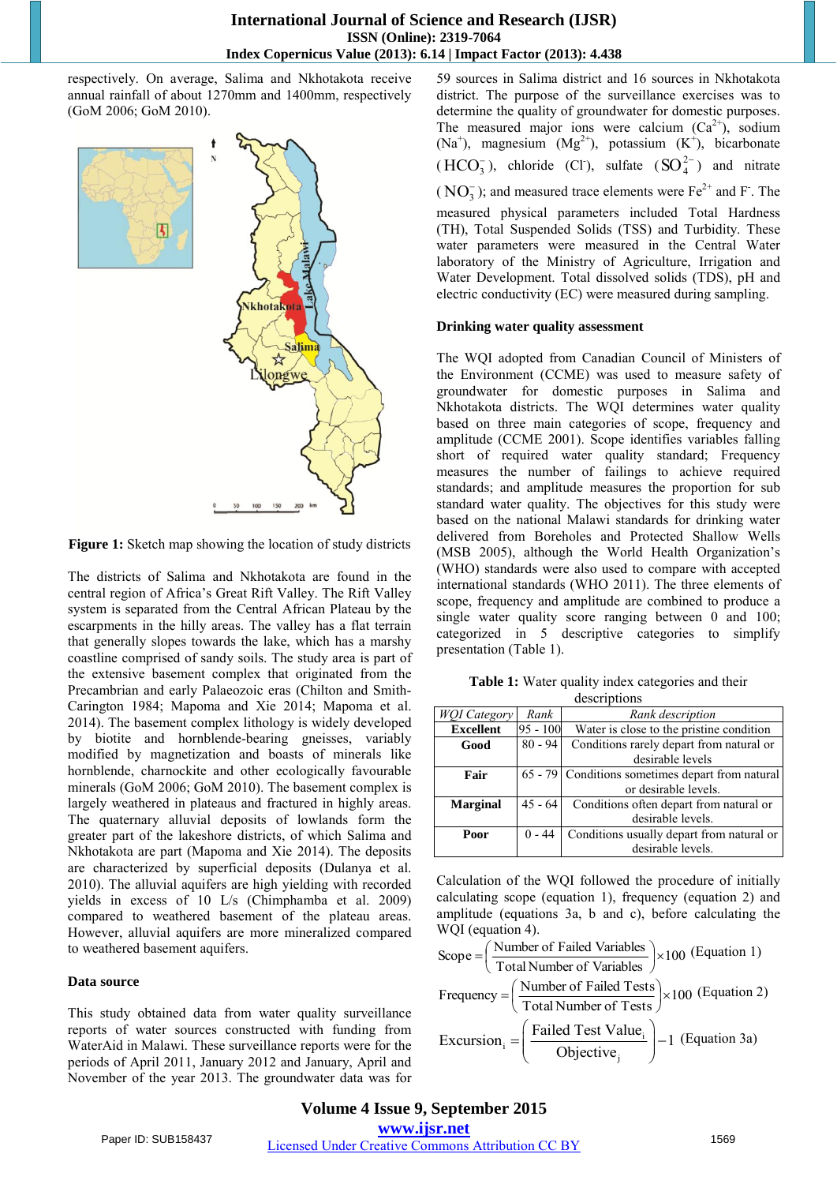respectively. On average, Salima and Nkhotakota receive annual rainfall of about 1270mm and 1400mm, respectively (GoM 2006; GoM 2010).

**Figure 1:** Sketch map showing the location of study districts

The districts of Salima and Nkhotakota are found in the central region of Africa's Great Rift Valley. The Rift Valley system is separated from the Central African Plateau by the escarpments in the hilly areas. The valley has a flat terrain that generally slopes towards the lake, which has a marshy coastline comprised of sandy soils. The study area is part of the extensive basement complex that originated from the Precambrian and early Palaeozoic eras (Chilton and Smith-Carington 1984; Mapoma and Xie 2014; Mapoma et al. 2014). The basement complex lithology is widely developed by biotite and hornblende-bearing gneisses, variably modified by magnetization and boasts of minerals like hornblende, charnockite and other ecologically favourable minerals (GoM 2006; GoM 2010). The basement complex is largely weathered in plateaus and fractured in highly areas. The quaternary alluvial deposits of lowlands form the greater part of the lakeshore districts, of which Salima and Nkhotakota are part (Mapoma and Xie 2014). The deposits are characterized by superficial deposits (Dulanya et al. 2010). The alluvial aquifers are high yielding with recorded yields in excess of 10 L/s (Chimphamba et al. 2009) compared to weathered basement of the plateau areas. However, alluvial aquifers are more mineralized compared to weathered basement aquifers.

### Data source

This study obtained data from water quality surveillance reports of water sources constructed with funding from WaterAid in Malawi. These surveillance reports were for the periods of April 2011, January 2012 and January, April and November of the year 2013. The groundwater data was for 59 sources in Salima district and 16 sources in Nkhotakota district. The purpose of the surveillance exercises was to determine the quality of groundwater for domestic purposes. The measured major ions were calcium ($Ca^{2+}$), sodium ($Na^{+}$), magnesium ($Mg^{2+}$), potassium ($K^{+}$), bicarbonate ($HCO_3^{-}$), chloride ($Cl^{-}$), sulfate ($SO_4^{2-}$) and nitrate ($NO_3^{-}$); and measured trace elements were $Fe^{2+}$ and $F^{-}$. The measured physical parameters included Total Hardness (TH), Total Suspended Solids (TSS) and Turbidity. These water parameters were measured in the Central Water laboratory of the Ministry of Agriculture, Irrigation and Water Development. Total dissolved solids (TDS), pH and electric conductivity (EC) were measured during sampling.

### Drinking water quality assessment

The WQI adopted from Canadian Council of Ministers of the Environment (CCME) was used to measure safety of groundwater for domestic purposes in Salima and Nkhotakota districts. The WQI determines water quality based on three main categories of scope, frequency and amplitude (CCME 2001). Scope identifies variables falling short of required water quality standard; Frequency measures the number of failings to achieve required standards; and amplitude measures the proportion for sub standard water quality. The objectives for this study were based on the national Malawi standards for drinking water delivered from Boreholes and Protected Shallow Wells (MSB 2005), although the World Health Organization's (WHO) standards were also used to compare with accepted international standards (WHO 2011). The three elements of scope, frequency and amplitude are combined to produce a single water quality score ranging between 0 and 100; categorized in 5 descriptive categories to simplify presentation (Table 1).

**Table 1:** Water quality index categories and their descriptions

| *WQI Category* | *Rank* | *Rank description* |
|---|---|---|
| **Excellent** | 95 - 100 | Water is close to the pristine condition |
| **Good** | 80 - 94 | Conditions rarely depart from natural or desirable levels |
| **Fair** | 65 - 79 | Conditions sometimes depart from natural or desirable levels. |
| **Marginal** | 45 - 64 | Conditions often depart from natural or desirable levels. |
| **Poor** | 0 - 44 | Conditions usually depart from natural or desirable levels. |

Calculation of the WQI followed the procedure of initially calculating scope (equation 1), frequency (equation 2) and amplitude (equations 3a, b and c), before calculating the WQI (equation 4).

$$\text{Scope} = \left(\frac{\text{Number of Failed Variables}}{\text{Total Number of Variables}}\right) \times 100 \quad \text{(Equation 1)}$$

$$\text{Frequency} = \left(\frac{\text{Number of Failed Tests}}{\text{Total Number of Tests}}\right) \times 100 \quad \text{(Equation 2)}$$

$$\text{Excursion}_i = \left(\frac{\text{Failed Test Value}_i}{\text{Objective}_j}\right) - 1 \quad \text{(Equation 3a)}$$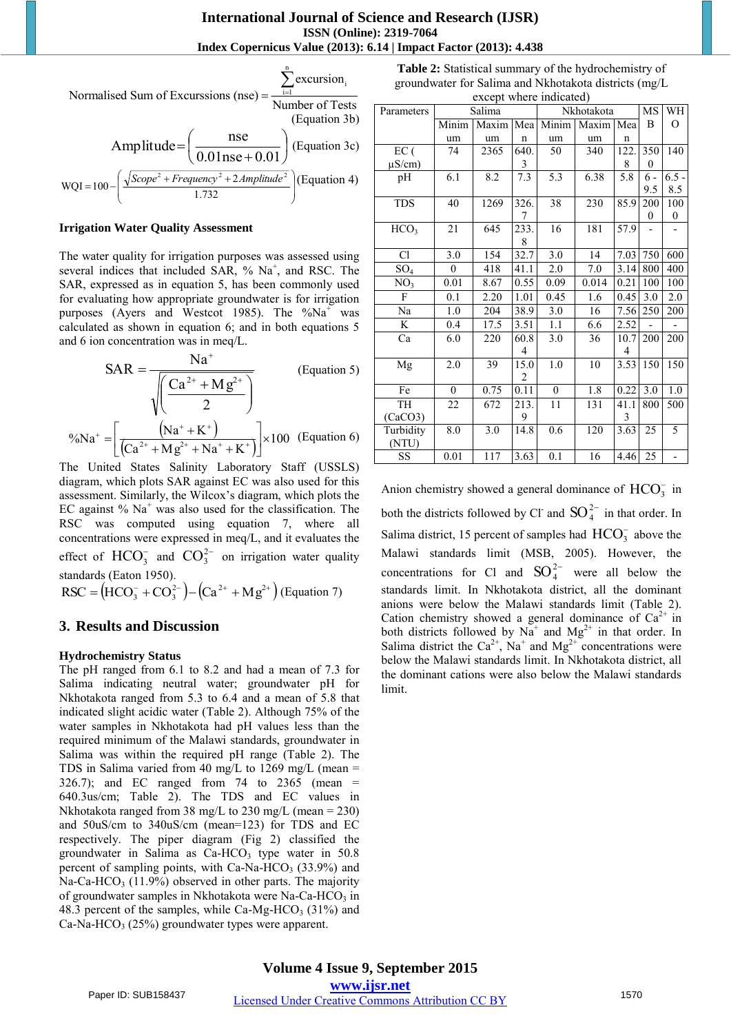$$\text{Normalised Sum of Excurssions (nse)} = \frac{\sum_{i=1}^{n} \text{excursion}_i}{\text{Number of Tests}}$$

(Equation 3b)

$$\text{Amplitude} = \left(\frac{\text{nse}}{0.01\text{nse} + 0.01}\right) \quad \text{(Equation 3c)}$$

$$\text{WQI} = 100 - \left(\frac{\sqrt{Scope^2 + Frequency^2 + 2Amplitude^2}}{1.732}\right) \quad \text{(Equation 4)}$$

**Irrigation Water Quality Assessment**

The water quality for irrigation purposes was assessed using several indices that included SAR, % $Na^+$, and RSC. The SAR, expressed as in equation 5, has been commonly used for evaluating how appropriate groundwater is for irrigation purposes (Ayers and Westcot 1985). The %$Na^+$ was calculated as shown in equation 6; and in both equations 5 and 6 ion concentration was in meq/L.

$$SAR = \frac{Na^+}{\sqrt{\left(\frac{Ca^{2+} + Mg^{2+}}{2}\right)}} \quad \text{(Equation 5)}$$

$$\%Na^+ = \left[\frac{(Na^+ + K^+)}{(Ca^{2+} + Mg^{2+} + Na^+ + K^+)}\right] \times 100 \quad \text{(Equation 6)}$$

The United States Salinity Laboratory Staff (USSLS) diagram, which plots SAR against EC was also used for this assessment. Similarly, the Wilcox's diagram, which plots the EC against % $Na^+$ was also used for the classification. The RSC was computed using equation 7, where all concentrations were expressed in meq/L, and it evaluates the effect of $HCO_3^-$ and $CO_3^{2-}$ on irrigation water quality standards (Eaton 1950).

$$RSC = (HCO_3^- + CO_3^{2-}) - (Ca^{2+} + Mg^{2+}) \quad \text{(Equation 7)}$$

## 3. Results and Discussion

**Hydrochemistry Status**

The pH ranged from 6.1 to 8.2 and had a mean of 7.3 for Salima indicating neutral water; groundwater pH for Nkhotakota ranged from 5.3 to 6.4 and a mean of 5.8 that indicated slight acidic water (Table 2). Although 75% of the water samples in Nkhotakota had pH values less than the required minimum of the Malawi standards, groundwater in Salima was within the required pH range (Table 2). The TDS in Salima varied from 40 mg/L to 1269 mg/L (mean = 326.7); and EC ranged from 74 to 2365 (mean = 640.3us/cm; Table 2). The TDS and EC values in Nkhotakota ranged from 38 mg/L to 230 mg/L (mean = 230) and 50uS/cm to 340uS/cm (mean=123) for TDS and EC respectively. The piper diagram (Fig 2) classified the groundwater in Salima as Ca-$HCO_3$ type water in 50.8 percent of sampling points, with Ca-Na-$HCO_3$ (33.9%) and Na-Ca-$HCO_3$ (11.9%) observed in other parts. The majority of groundwater samples in Nkhotakota were Na-Ca-$HCO_3$ in 48.3 percent of the samples, while Ca-Mg-$HCO_3$ (31%) and Ca-Na-$HCO_3$ (25%) groundwater types were apparent.

**Table 2:** Statistical summary of the hydrochemistry of groundwater for Salima and Nkhotakota districts (mg/L except where indicated)

| Parameters | Salima | | | Nkhotakota | | | MS 3B | WHO |
|---|---|---|---|---|---|---|---|---|
| | Minimum | Maximum | Mean | Minimum | Maximum | Mean | | |
| EC (µS/cm) | 74 | 2365 | 640.3 | 50 | 340 | 122.8 | 3500 | 1400 |
| pH | 6.1 | 8.2 | 7.3 | 5.3 | 6.38 | 5.8 | 6 - 9.5 | 6.5 - 8.5 |
| TDS | 40 | 1269 | 326.7 | 38 | 230 | 85.9 | 2000 | 1000 |
| $HCO_3$ | 21 | 645 | 233.8 | 16 | 181 | 57.9 | - | - |
| Cl | 3.0 | 154 | 32.7 | 3.0 | 14 | 7.03 | 750 | 600 |
| $SO_4$ | 0 | 418 | 41.1 | 2.0 | 7.0 | 3.14 | 800 | 400 |
| $NO_3$ | 0.01 | 8.67 | 0.55 | 0.09 | 0.014 | 0.21 | 100 | 100 |
| F | 0.1 | 2.20 | 1.01 | 0.45 | 1.6 | 0.45 | 3.0 | 2.0 |
| Na | 1.0 | 204 | 38.9 | 3.0 | 16 | 7.56 | 250 | 200 |
| K | 0.4 | 17.5 | 3.51 | 1.1 | 6.6 | 2.52 | - | - |
| Ca | 6.0 | 220 | 60.84 | 3.0 | 36 | 10.74 | 200 | 200 |
| Mg | 2.0 | 39 | 15.02 | 1.0 | 10 | 3.53 | 150 | 150 |
| Fe | 0 | 0.75 | 0.11 | 0 | 1.8 | 0.22 | 3.0 | 1.0 |
| TH ($CaCO_3$) | 22 | 672 | 213.9 | 11 | 131 | 41.13 | 800 | 500 |
| Turbidity (NTU) | 8.0 | 3.0 | 14.8 | 0.6 | 120 | 3.63 | 25 | 5 |
| SS | 0.01 | 117 | 3.63 | 0.1 | 16 | 4.46 | 25 | - |

Anion chemistry showed a general dominance of $HCO_3^-$ in both the districts followed by $Cl^-$ and $SO_4^{2-}$ in that order. In Salima district, 15 percent of samples had $HCO_3^-$ above the Malawi standards limit (MSB, 2005). However, the concentrations for Cl and $SO_4^{2-}$ were all below the standards limit. In Nkhotakota district, all the dominant anions were below the Malawi standards limit (Table 2). Cation chemistry showed a general dominance of $Ca^{2+}$ in both districts followed by $Na^+$ and $Mg^{2+}$ in that order. In Salima district the $Ca^{2+}$, $Na^+$ and $Mg^{2+}$ concentrations were below the Malawi standards limit. In Nkhotakota district, all the dominant cations were also below the Malawi standards limit.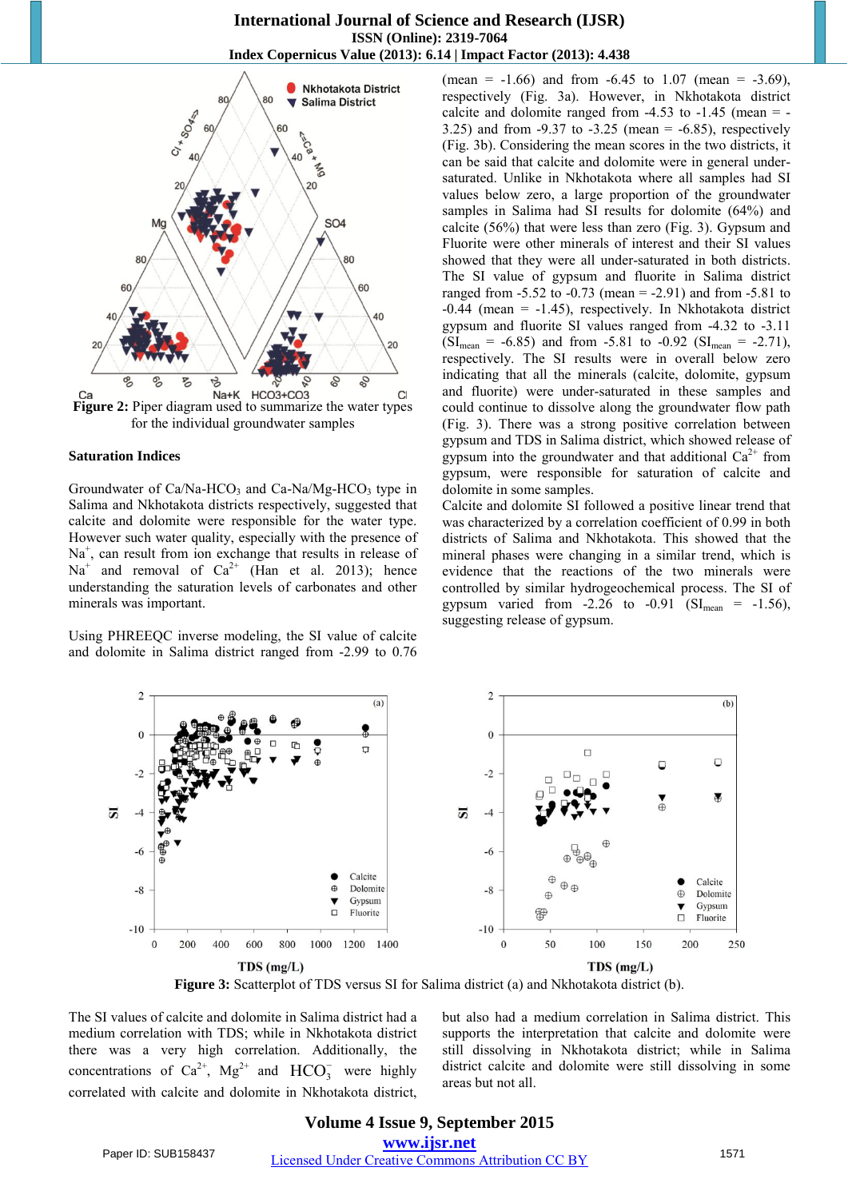**Figure 2:** Piper diagram used to summarize the water types for the individual groundwater samples

### Saturation Indices

Groundwater of Ca/Na-$HCO_3$ and Ca-Na/Mg-$HCO_3$ type in Salima and Nkhotakota districts respectively, suggested that calcite and dolomite were responsible for the water type. However such water quality, especially with the presence of $Na^+$, can result from ion exchange that results in release of $Na^+$ and removal of $Ca^{2+}$ (Han et al. 2013); hence understanding the saturation levels of carbonates and other minerals was important.

Using PHREEQC inverse modeling, the SI value of calcite and dolomite in Salima district ranged from -2.99 to 0.76 (mean = -1.66) and from -6.45 to 1.07 (mean = -3.69), respectively (Fig. 3a). However, in Nkhotakota district calcite and dolomite ranged from -4.53 to -1.45 (mean = -3.25) and from -9.37 to -3.25 (mean = -6.85), respectively (Fig. 3b). Considering the mean scores in the two districts, it can be said that calcite and dolomite were in general under-saturated. Unlike in Nkhotakota where all samples had SI values below zero, a large proportion of the groundwater samples in Salima had SI results for dolomite (64%) and calcite (56%) that were less than zero (Fig. 3). Gypsum and Fluorite were other minerals of interest and their SI values showed that they were all under-saturated in both districts. The SI value of gypsum and fluorite in Salima district ranged from -5.52 to -0.73 (mean = -2.91) and from -5.81 to -0.44 (mean = -1.45), respectively. In Nkhotakota district gypsum and fluorite SI values ranged from -4.32 to -3.11 ($SI_{mean}$ = -6.85) and from -5.81 to -0.92 ($SI_{mean}$ = -2.71), respectively. The SI results were in overall below zero indicating that all the minerals (calcite, dolomite, gypsum and fluorite) were under-saturated in these samples and could continue to dissolve along the groundwater flow path (Fig. 3). There was a strong positive correlation between gypsum and TDS in Salima district, which showed release of gypsum into the groundwater and that additional $Ca^{2+}$ from gypsum, were responsible for saturation of calcite and dolomite in some samples.

Calcite and dolomite SI followed a positive linear trend that was characterized by a correlation coefficient of 0.99 in both districts of Salima and Nkhotakota. This showed that the mineral phases were changing in a similar trend, which is evidence that the reactions of the two minerals were controlled by similar hydrogeochemical process. The SI of gypsum varied from -2.26 to -0.91 ($SI_{mean}$ = -1.56), suggesting release of gypsum.

**Figure 3:** Scatterplot of TDS versus SI for Salima district (a) and Nkhotakota district (b).

The SI values of calcite and dolomite in Salima district had a medium correlation with TDS; while in Nkhotakota district there was a very high correlation. Additionally, the concentrations of $Ca^{2+}$, $Mg^{2+}$ and $HCO_3^-$ were highly correlated with calcite and dolomite in Nkhotakota district, but also had a medium correlation in Salima district. This supports the interpretation that calcite and dolomite were still dissolving in Nkhotakota district; while in Salima district calcite and dolomite were still dissolving in some areas but not all.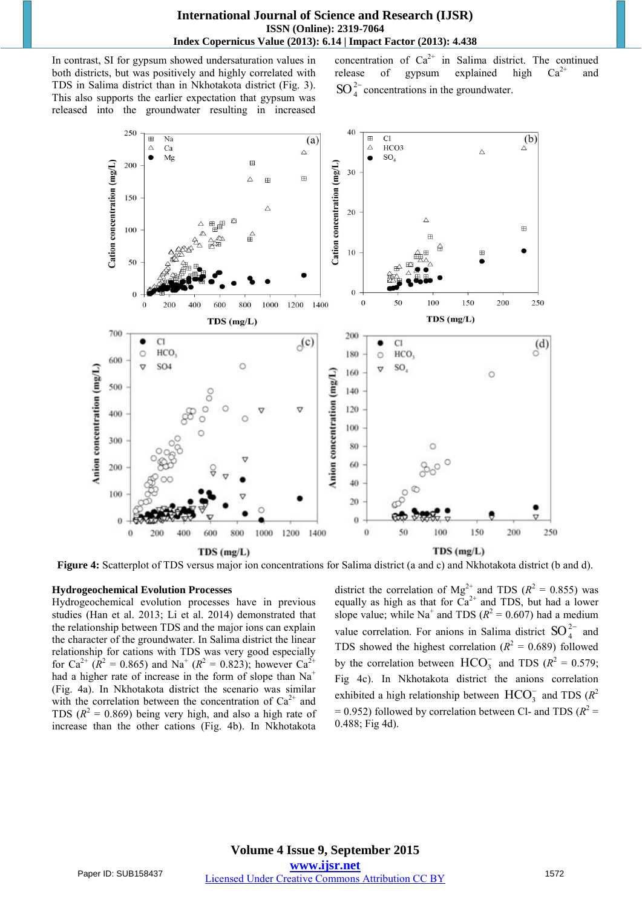In contrast, SI for gypsum showed undersaturation values in both districts, but was positively and highly correlated with TDS in Salima district than in Nkhotakota district (Fig. 3). This also supports the earlier expectation that gypsum was released into the groundwater resulting in increased concentration of $Ca^{2+}$ in Salima district. The continued release of gypsum explained high $Ca^{2+}$ and $SO_4^{2-}$ concentrations in the groundwater.

**Figure 4:** Scatterplot of TDS versus major ion concentrations for Salima district (a and c) and Nkhotakota district (b and d).

### Hydrogeochemical Evolution Processes

Hydrogeochemical evolution processes have in previous studies (Han et al. 2013; Li et al. 2014) demonstrated that the relationship between TDS and the major ions can explain the character of the groundwater. In Salima district the linear relationship for cations with TDS was very good especially for $Ca^{2+}$ ($R^2$ = 0.865) and $Na^+$ ($R^2$ = 0.823); however $Ca^{2+}$ had a higher rate of increase in the form of slope than $Na^+$ (Fig. 4a). In Nkhotakota district the scenario was similar with the correlation between the concentration of $Ca^{2+}$ and TDS ($R^2$ = 0.869) being very high, and also a high rate of increase than the other cations (Fig. 4b). In Nkhotakota district the correlation of $Mg^{2+}$ and TDS ($R^2$ = 0.855) was equally as high as that for $Ca^{2+}$ and TDS, but had a lower slope value; while $Na^+$ and TDS ($R^2$ = 0.607) had a medium value correlation. For anions in Salima district $SO_4^{2-}$ and TDS showed the highest correlation ($R^2$ = 0.689) followed by the correlation between $HCO_3^-$ and TDS ($R^2$ = 0.579; Fig 4c). In Nkhotakota district the anions correlation exhibited a high relationship between $HCO_3^-$ and TDS ($R^2$ = 0.952) followed by correlation between Cl- and TDS ($R^2$ = 0.488; Fig 4d).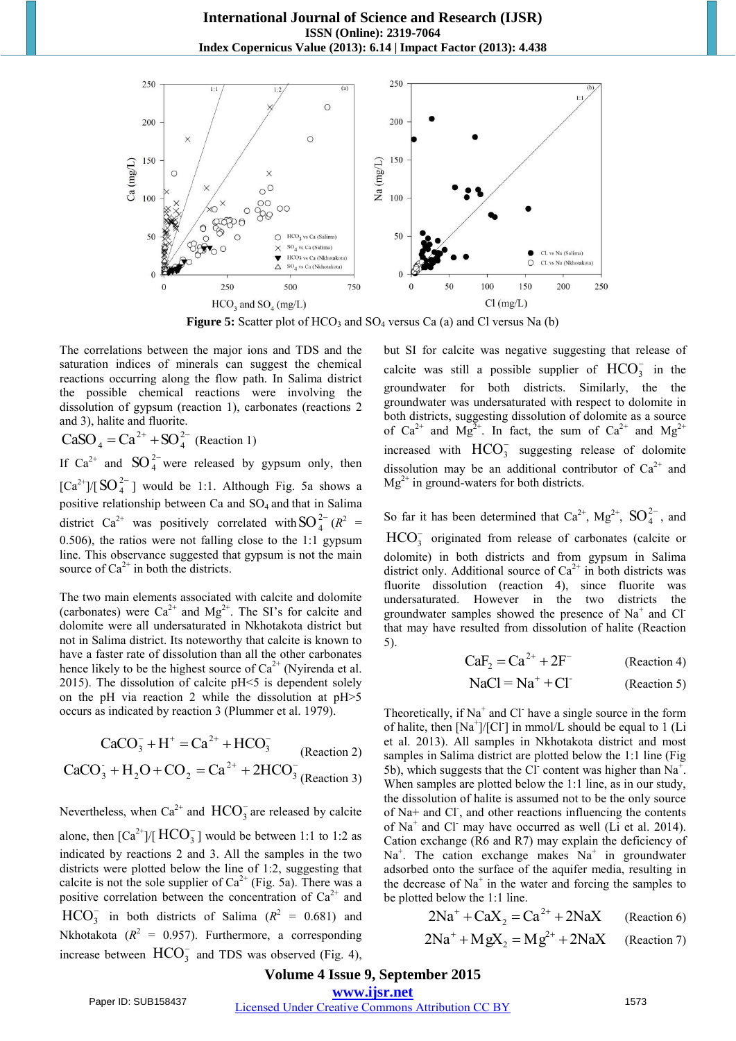**Figure 5:** Scatter plot of $HCO_3$ and $SO_4$ versus Ca (a) and Cl versus Na (b)

The correlations between the major ions and TDS and the saturation indices of minerals can suggest the chemical reactions occurring along the flow path. In Salima district the possible chemical reactions involving the dissolution of gypsum (reaction 1), carbonates (reactions 2 and 3), halite and fluorite.

$$CaSO_4 = Ca^{2+} + SO_4^{2-} \quad \text{(Reaction 1)}$$

If $Ca^{2+}$ and $SO_4^{2-}$ were released by gypsum only, then $[Ca^{2+}]/[SO_4^{2-}]$ would be 1:1. Although Fig. 5a shows a positive relationship between Ca and $SO_4$ and that in Salima district $Ca^{2+}$ was positively correlated with $SO_4^{2-}$ ($R^2$ = 0.506), the ratios were not falling close to the 1:1 gypsum line. This observance suggested that gypsum is not the main source of $Ca^{2+}$ in both the districts.

The two main elements associated with calcite and dolomite (carbonates) were $Ca^{2+}$ and $Mg^{2+}$. The SI's for calcite and dolomite were all undersaturated in Nkhotakota district but not in Salima district. Its noteworthy that calcite is known to have a faster rate of dissolution than all the other carbonates hence likely to be the highest source of $Ca^{2+}$ (Nyirenda et al. 2015). The dissolution of calcite pH<5 is dependent solely on the pH via reaction 2 while the dissolution at pH>5 occurs as indicated by reaction 3 (Plummer et al. 1979).

$$CaCO_3^- + H^+ = Ca^{2+} + HCO_3^- \quad \text{(Reaction 2)}$$

$$CaCO_3^- + H_2O + CO_2 = Ca^{2+} + 2HCO_3^- \quad \text{(Reaction 3)}$$

Nevertheless, when $Ca^{2+}$ and $HCO_3^-$ are released by calcite alone, then $[Ca^{2+}]/[HCO_3^-]$ would be between 1:1 to 1:2 as indicated by reactions 2 and 3. All the samples in the two districts were plotted below the line of 1:2, suggesting that calcite is not the sole supplier of $Ca^{2+}$ (Fig. 5a). There was a positive correlation between the concentration of $Ca^{2+}$ and $HCO_3^-$ in both districts of Salima ($R^2$ = 0.681) and Nkhotakota ($R^2$ = 0.957). Furthermore, a corresponding increase between $HCO_3^-$ and TDS was observed (Fig. 4), but SI for calcite was negative suggesting that release of calcite was still a possible supplier of $HCO_3^-$ in the groundwater for both districts. Similarly, the the groundwater was undersaturated with respect to dolomite in both districts, suggesting dissolution of dolomite as a source of $Ca^{2+}$ and $Mg^{2+}$. In fact, the sum of $Ca^{2+}$ and $Mg^{2+}$ increased with $HCO_3^-$ suggesting release of dolomite dissolution may be an additional contributor of $Ca^{2+}$ and $Mg^{2+}$ in ground-waters for both districts.

So far it has been determined that $Ca^{2+}$, $Mg^{2+}$, $SO_4^{2-}$, and $HCO_3^-$ originated from release of carbonates (calcite or dolomite) in both districts and from gypsum in Salima district only. Additional source of $Ca^{2+}$ in both districts was fluorite dissolution (reaction 4), since fluorite was undersaturated. However in the two districts the groundwater samples showed the presence of $Na^+$ and $Cl^-$ that may have resulted from dissolution of halite (Reaction 5).

$$CaF_2 = Ca^{2+} + 2F^- \quad \text{(Reaction 4)}$$

$$NaCl = Na^+ + Cl^- \quad \text{(Reaction 5)}$$

Theoretically, if $Na^+$ and $Cl^-$ have a single source in the form of halite, then $[Na^+]/[Cl^-]$ in mmol/L should be equal to 1 (Li et al. 2013). All samples in Nkhotakota district and most samples in Salima district are plotted below the 1:1 line (Fig 5b), which suggests that the $Cl^-$ content was higher than $Na^+$. When samples are plotted below the 1:1 line, as in our study, the dissolution of halite is assumed not to be the only source of Na+ and $Cl^-$, and other reactions influencing the contents of $Na^+$ and $Cl^-$ may have occurred as well (Li et al. 2014). Cation exchange (R6 and R7) may explain the deficiency of $Na^+$. The cation exchange makes $Na^+$ in groundwater adsorbed onto the surface of the aquifer media, resulting in the decrease of $Na^+$ in the water and forcing the samples to be plotted below the 1:1 line.

$$2Na^+ + CaX_2 = Ca^{2+} + 2NaX \quad \text{(Reaction 6)}$$

$$2Na^+ + MgX_2 = Mg^{2+} + 2NaX \quad \text{(Reaction 7)}$$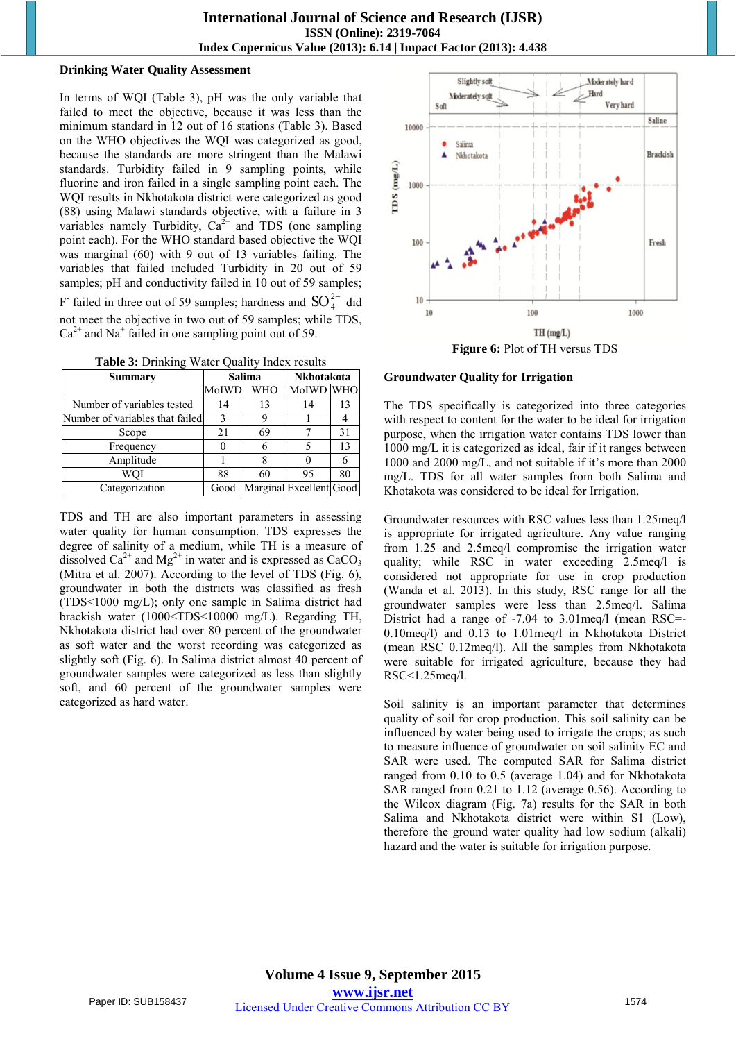**Drinking Water Quality Assessment**

In terms of WQI (Table 3), pH was the only variable that failed to meet the objective, because it was less than the minimum standard in 12 out of 16 stations (Table 3). Based on the WHO objectives the WQI was categorized as good, because the standards are more stringent than the Malawi standards. Turbidity failed in 9 sampling points, while fluorine and iron failed in a single sampling point each. The WQI results in Nkhotakota district were categorized as good (88) using Malawi standards objective, with a failure in 3 variables namely Turbidity, $Ca^{2+}$ and TDS (one sampling point each). For the WHO standard based objective the WQI was marginal (60) with 9 out of 13 variables failing. The variables that failed included Turbidity in 20 out of 59 samples; pH and conductivity failed in 10 out of 59 samples; $F^-$ failed in three out of 59 samples; hardness and $SO_4^{2-}$ did not meet the objective in two out of 59 samples; while TDS, $Ca^{2+}$ and $Na^+$ failed in one sampling point out of 59.

**Table 3:** Drinking Water Quality Index results

| Summary | Salima | | Nkhotakota | |
|---|---|---|---|---|
| | MoIWD | WHO | MoIWD | WHO |
| Number of variables tested | 14 | 13 | 14 | 13 |
| Number of variables that failed | 3 | 9 | 1 | 4 |
| Scope | 21 | 69 | 7 | 31 |
| Frequency | 0 | 6 | 5 | 13 |
| Amplitude | 1 | 8 | 0 | 6 |
| WQI | 88 | 60 | 95 | 80 |
| Categorization | Good | Marginal | Excellent | Good |

TDS and TH are also important parameters in assessing water quality for human consumption. TDS expresses the degree of salinity of a medium, while TH is a measure of dissolved $Ca^{2+}$ and $Mg^{2+}$ in water and is expressed as $CaCO_3$ (Mitra et al. 2007). According to the level of TDS (Fig. 6), groundwater in both the districts was classified as fresh (TDS<1000 mg/L); only one sample in Salima district had brackish water (1000<TDS<10000 mg/L). Regarding TH, Nkhotakota district had over 80 percent of the groundwater as soft water and the worst recording was categorized as slightly soft (Fig. 6). In Salima district almost 40 percent of groundwater samples were categorized as less than slightly soft, and 60 percent of the groundwater samples were categorized as hard water.

**Figure 6:** Plot of TH versus TDS

**Groundwater Quality for Irrigation**

The TDS specifically is categorized into three categories with respect to content for the water to be ideal for irrigation purpose, when the irrigation water contains TDS lower than 1000 mg/L it is categorized as ideal, fair if it ranges between 1000 and 2000 mg/L, and not suitable if it's more than 2000 mg/L. TDS for all water samples from both Salima and Khotakota was considered to be ideal for Irrigation.

Groundwater resources with RSC values less than 1.25meq/l is appropriate for irrigated agriculture. Any value ranging from 1.25 and 2.5meq/l compromise the irrigation water quality; while RSC in water exceeding 2.5meq/l is considered not appropriate for use in crop production (Wanda et al. 2013). In this study, RSC range for all the groundwater samples were less than 2.5meq/l. Salima District had a range of -7.04 to 3.01meq/l (mean RSC=-0.10meq/l) and 0.13 to 1.01meq/l in Nkhotakota District (mean RSC 0.12meq/l). All the samples from Nkhotakota were suitable for irrigated agriculture, because they had RSC<1.25meq/l.

Soil salinity is an important parameter that determines quality of soil for crop production. This soil salinity can be influenced by water being used to irrigate the crops; as such to measure influence of groundwater on soil salinity EC and SAR were used. The computed SAR for Salima district ranged from 0.10 to 0.5 (average 1.04) and for Nkhotakota SAR ranged from 0.21 to 1.12 (average 0.56). According to the Wilcox diagram (Fig. 7a) results for the SAR in both Salima and Nkhotakota district were within S1 (Low), therefore the ground water quality had low sodium (alkali) hazard and the water is suitable for irrigation purpose.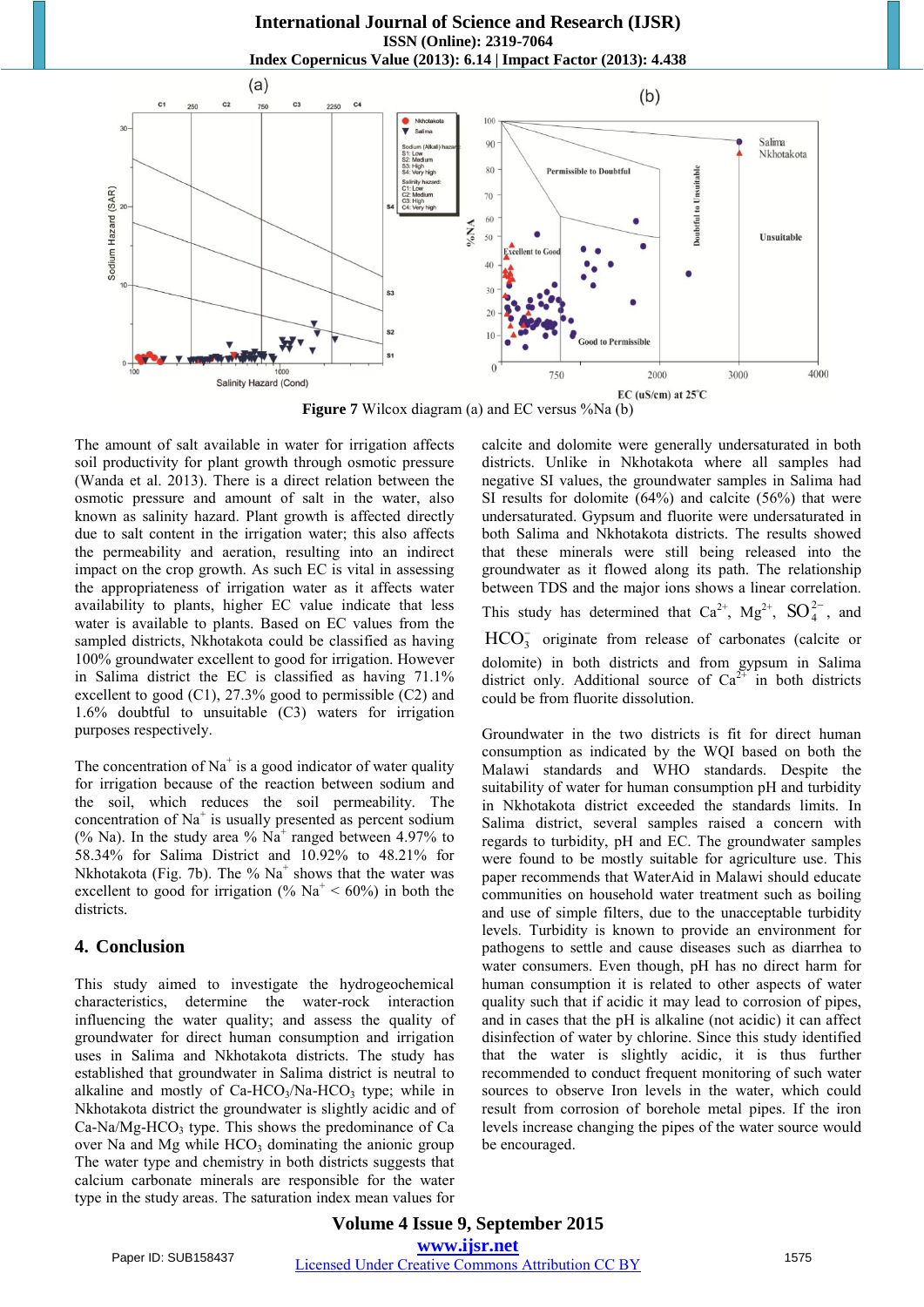**Figure 7** Wilcox diagram (a) and EC versus %Na (b)

The amount of salt available in water for irrigation affects soil productivity for plant growth through osmotic pressure (Wanda et al. 2013). There is a direct relation between the osmotic pressure and amount of salt in the water, also known as salinity hazard. Plant growth is affected directly due to salt content in the irrigation water; this also affects the permeability and aeration, resulting into an indirect impact on the crop growth. As such EC is vital in assessing the appropriateness of irrigation water as it affects water availability to plants, higher EC value indicate that less water is available to plants. Based on EC values from the sampled districts, Nkhotakota could be classified as having 100% groundwater excellent to good for irrigation. However in Salima district the EC is classified as having 71.1% excellent to good (C1), 27.3% good to permissible (C2) and 1.6% doubtful to unsuitable (C3) waters for irrigation purposes respectively.

The concentration of $Na^+$ is a good indicator of water quality for irrigation because of the reaction between sodium and the soil, which reduces the soil permeability. The concentration of $Na^+$ is usually presented as percent sodium (% Na). In the study area % $Na^+$ ranged between 4.97% to 58.34% for Salima District and 10.92% to 48.21% for Nkhotakota (Fig. 7b). The % $Na^+$ shows that the water was excellent to good for irrigation (% $Na^+$ < 60%) in both the districts.

## 4. Conclusion

This study aimed to investigate the hydrogeochemical characteristics, determine the water-rock interaction influencing the water quality; and assess the quality of groundwater for direct human consumption and irrigation uses in Salima and Nkhotakota districts. The study has established that groundwater in Salima district is neutral to alkaline and mostly of Ca-$HCO_3$/Na-$HCO_3$ type; while in Nkhotakota district the groundwater is slightly acidic and of Ca-Na/Mg-$HCO_3$ type. This shows the predominance of Ca over Na and Mg while $HCO_3$ dominating the anionic group The water type and chemistry in both districts suggests that calcium carbonate minerals are responsible for the water type in the study areas. The saturation index mean values for calcite and dolomite were generally undersaturated in both districts. Unlike in Nkhotakota where all samples had negative SI values, the groundwater samples in Salima had SI results for dolomite (64%) and calcite (56%) that were undersaturated. Gypsum and fluorite were undersaturated in both Salima and Nkhotakota districts. The results showed that these minerals were still being released into the groundwater as it flowed along its path. The relationship between TDS and the major ions shows a linear correlation. This study has determined that $Ca^{2+}$, $Mg^{2+}$, $SO_4^{2-}$, and $HCO_3^-$ originate from release of carbonates (calcite or dolomite) in both districts and from gypsum in Salima district only. Additional source of $Ca^{2+}$ in both districts could be from fluorite dissolution.

Groundwater in the two districts is fit for direct human consumption as indicated by the WQI based on both the Malawi standards and WHO standards. Despite the suitability of water for human consumption pH and turbidity in Nkhotakota district exceeded the standards limits. In Salima district, several samples raised a concern with regards to turbidity, pH and EC. The groundwater samples were found to be mostly suitable for agriculture use. This paper recommends that WaterAid in Malawi should educate communities on household water treatment such as boiling and use of simple filters, due to the unacceptable turbidity levels. Turbidity is known to provide an environment for pathogens to settle and cause diseases such as diarrhea to water consumers. Even though, pH has no direct harm for human consumption it is related to other aspects of water quality such that if acidic it may lead to corrosion of pipes, and in cases that the pH is alkaline (not acidic) it can affect disinfection of water by chlorine. Since this study identified that the water is slightly acidic, it is thus further recommended to conduct frequent monitoring of such water sources to observe Iron levels in the water, which could result from corrosion of borehole metal pipes. If the iron levels increase changing the pipes of the water source would be encouraged.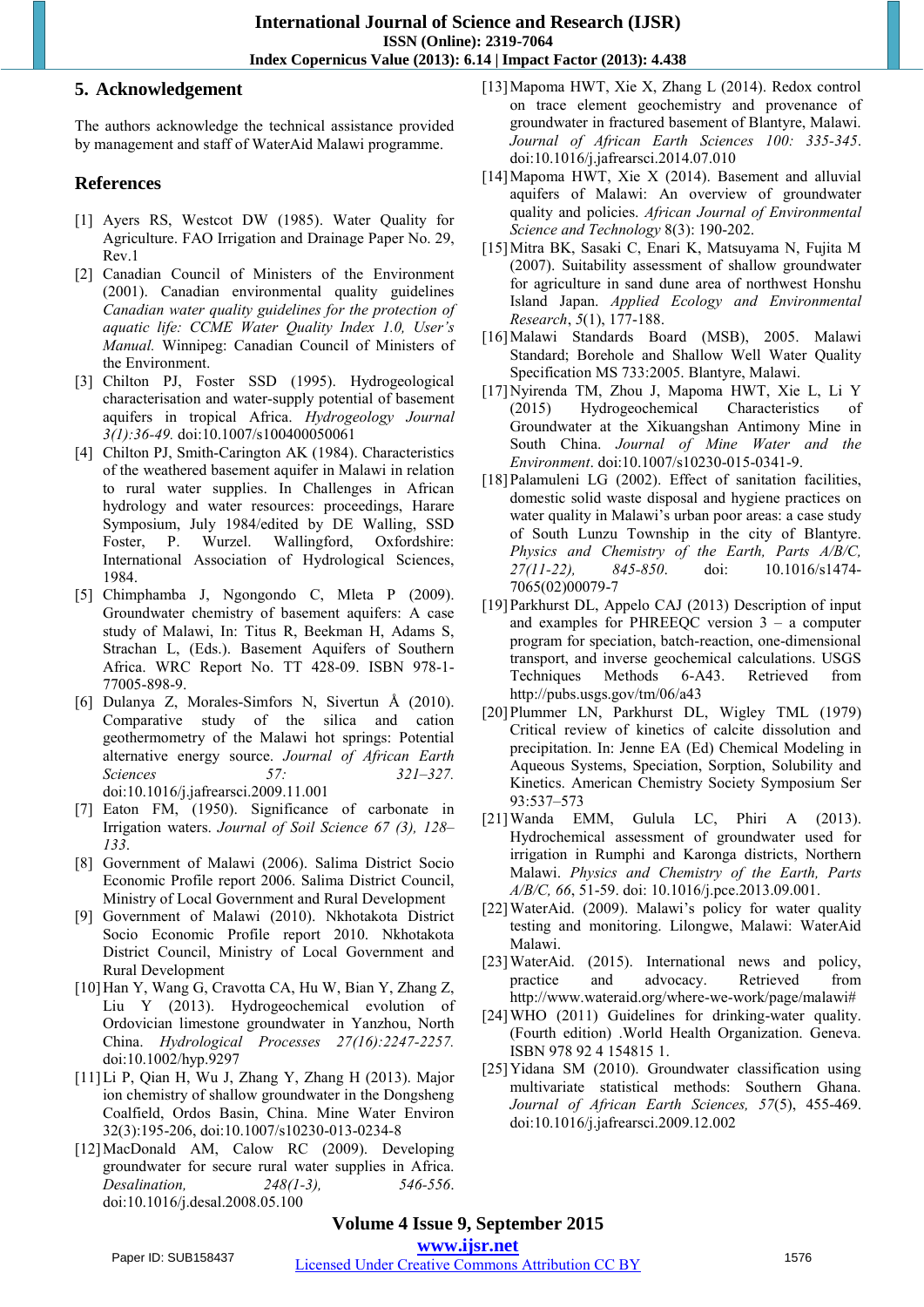## 5. Acknowledgement

The authors acknowledge the technical assistance provided by management and staff of WaterAid Malawi programme.

## References

[1] Ayers RS, Westcot DW (1985). Water Quality for Agriculture. FAO Irrigation and Drainage Paper No. 29, Rev.1

[2] Canadian Council of Ministers of the Environment (2001). Canadian environmental quality guidelines *Canadian water quality guidelines for the protection of aquatic life: CCME Water Quality Index 1.0, User's Manual.* Winnipeg: Canadian Council of Ministers of the Environment.

[3] Chilton PJ, Foster SSD (1995). Hydrogeological characterisation and water-supply potential of basement aquifers in tropical Africa. *Hydrogeology Journal 3(1):36-49.* doi:10.1007/s100400050061

[4] Chilton PJ, Smith-Carington AK (1984). Characteristics of the weathered basement aquifer in Malawi in relation to rural water supplies. In Challenges in African hydrology and water resources: proceedings, Harare Symposium, July 1984/edited by DE Walling, SSD Foster, P. Wurzel. Wallingford, Oxfordshire: International Association of Hydrological Sciences, 1984.

[5] Chimphamba J, Ngongondo C, Mleta P (2009). Groundwater chemistry of basement aquifers: A case study of Malawi, In: Titus R, Beekman H, Adams S, Strachan L, (Eds.). Basement Aquifers of Southern Africa. WRC Report No. TT 428-09. ISBN 978-1-77005-898-9.

[6] Dulanya Z, Morales-Simfors N, Sivertun Å (2010). Comparative study of the silica and cation geothermometry of the Malawi hot springs: Potential alternative energy source. *Journal of African Earth Sciences 57: 321–327.* doi:10.1016/j.jafrearsci.2009.11.001

[7] Eaton FM, (1950). Significance of carbonate in Irrigation waters. *Journal of Soil Science 67 (3), 128–133.*

[8] Government of Malawi (2006). Salima District Socio Economic Profile report 2006. Salima District Council, Ministry of Local Government and Rural Development

[9] Government of Malawi (2010). Nkhotakota District Socio Economic Profile report 2010. Nkhotakota District Council, Ministry of Local Government and Rural Development

[10] Han Y, Wang G, Cravotta CA, Hu W, Bian Y, Zhang Z, Liu Y (2013). Hydrogeochemical evolution of Ordovician limestone groundwater in Yanzhou, North China. *Hydrological Processes 27(16):2247-2257.* doi:10.1002/hyp.9297

[11] Li P, Qian H, Wu J, Zhang Y, Zhang H (2013). Major ion chemistry of shallow groundwater in the Dongsheng Coalfield, Ordos Basin, China. Mine Water Environ 32(3):195-206, doi:10.1007/s10230-013-0234-8

[12] MacDonald AM, Calow RC (2009). Developing groundwater for secure rural water supplies in Africa. *Desalination, 248(1-3), 546-556.* doi:10.1016/j.desal.2008.05.100

[13] Mapoma HWT, Xie X, Zhang L (2014). Redox control on trace element geochemistry and provenance of groundwater in fractured basement of Blantyre, Malawi. *Journal of African Earth Sciences 100: 335-345.* doi:10.1016/j.jafrearsci.2014.07.010

[14] Mapoma HWT, Xie X (2014). Basement and alluvial aquifers of Malawi: An overview of groundwater quality and policies. *African Journal of Environmental Science and Technology* 8(3): 190-202.

[15] Mitra BK, Sasaki C, Enari K, Matsuyama N, Fujita M (2007). Suitability assessment of shallow groundwater for agriculture in sand dune area of northwest Honshu Island Japan. *Applied Ecology and Environmental Research*, *5*(1), 177-188.

[16] Malawi Standards Board (MSB), 2005. Malawi Standard; Borehole and Shallow Well Water Quality Specification MS 733:2005. Blantyre, Malawi.

[17] Nyirenda TM, Zhou J, Mapoma HWT, Xie L, Li Y (2015) Hydrogeochemical Characteristics of Groundwater at the Xikuangshan Antimony Mine in South China. *Journal of Mine Water and the Environment*. doi:10.1007/s10230-015-0341-9.

[18] Palamuleni LG (2002). Effect of sanitation facilities, domestic solid waste disposal and hygiene practices on water quality in Malawi's urban poor areas: a case study of South Lunzu Township in the city of Blantyre. *Physics and Chemistry of the Earth, Parts A/B/C, 27(11-22), 845-850.* doi: 10.1016/s1474-7065(02)00079-7

[19] Parkhurst DL, Appelo CAJ (2013) Description of input and examples for PHREEQC version 3 – a computer program for speciation, batch-reaction, one-dimensional transport, and inverse geochemical calculations. USGS Techniques Methods 6-A43. Retrieved from http://pubs.usgs.gov/tm/06/a43

[20] Plummer LN, Parkhurst DL, Wigley TML (1979) Critical review of kinetics of calcite dissolution and precipitation. In: Jenne EA (Ed) Chemical Modeling in Aqueous Systems, Speciation, Sorption, Solubility and Kinetics. American Chemistry Society Symposium Ser 93:537–573

[21] Wanda EMM, Gulula LC, Phiri A (2013). Hydrochemical assessment of groundwater used for irrigation in Rumphi and Karonga districts, Northern Malawi. *Physics and Chemistry of the Earth, Parts A/B/C, 66*, 51-59. doi: 10.1016/j.pce.2013.09.001.

[22] WaterAid. (2009). Malawi's policy for water quality testing and monitoring. Lilongwe, Malawi: WaterAid Malawi.

[23] WaterAid. (2015). International news and policy, practice and advocacy. Retrieved from http://www.wateraid.org/where-we-work/page/malawi#

[24] WHO (2011) Guidelines for drinking-water quality. (Fourth edition) .World Health Organization. Geneva. ISBN 978 92 4 154815 1.

[25] Yidana SM (2010). Groundwater classification using multivariate statistical methods: Southern Ghana. *Journal of African Earth Sciences, 57*(5), 455-469. doi:10.1016/j.jafrearsci.2009.12.002